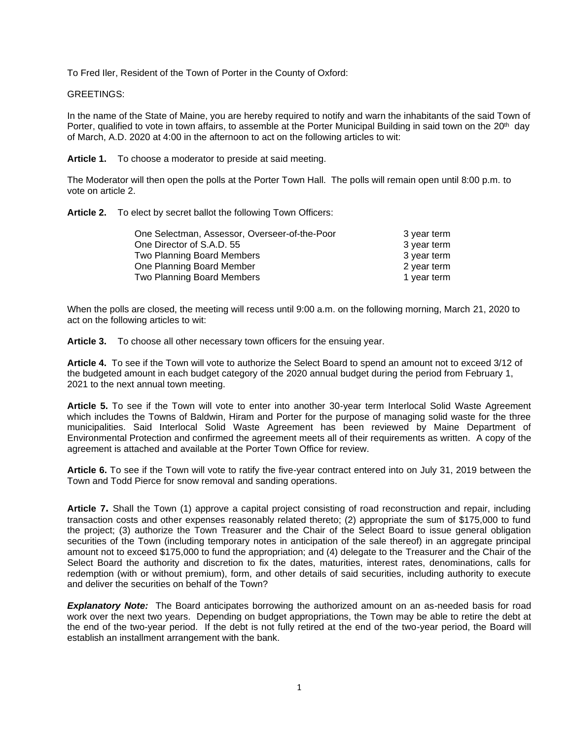To Fred Iler, Resident of the Town of Porter in the County of Oxford:

GREETINGS:

In the name of the State of Maine, you are hereby required to notify and warn the inhabitants of the said Town of Porter, qualified to vote in town affairs, to assemble at the Porter Municipal Building in said town on the 20th day of March, A.D. 2020 at 4:00 in the afternoon to act on the following articles to wit:

**Article 1.** To choose a moderator to preside at said meeting.

The Moderator will then open the polls at the Porter Town Hall. The polls will remain open until 8:00 p.m. to vote on article 2.

**Article 2.** To elect by secret ballot the following Town Officers:

| | |
|---|---|
| One Selectman, Assessor, Overseer-of-the-Poor | 3 year term |
| One Director of S.A.D. 55 | 3 year term |
| Two Planning Board Members | 3 year term |
| One Planning Board Member | 2 year term |
| Two Planning Board Members | 1 year term |

When the polls are closed, the meeting will recess until 9:00 a.m. on the following morning, March 21, 2020 to act on the following articles to wit:

**Article 3.** To choose all other necessary town officers for the ensuing year.

**Article 4.** To see if the Town will vote to authorize the Select Board to spend an amount not to exceed 3/12 of the budgeted amount in each budget category of the 2020 annual budget during the period from February 1, 2021 to the next annual town meeting.

**Article 5.** To see if the Town will vote to enter into another 30-year term Interlocal Solid Waste Agreement which includes the Towns of Baldwin, Hiram and Porter for the purpose of managing solid waste for the three municipalities. Said Interlocal Solid Waste Agreement has been reviewed by Maine Department of Environmental Protection and confirmed the agreement meets all of their requirements as written. A copy of the agreement is attached and available at the Porter Town Office for review.

**Article 6.** To see if the Town will vote to ratify the five-year contract entered into on July 31, 2019 between the Town and Todd Pierce for snow removal and sanding operations.

**Article 7.** Shall the Town (1) approve a capital project consisting of road reconstruction and repair, including transaction costs and other expenses reasonably related thereto; (2) appropriate the sum of $175,000 to fund the project; (3) authorize the Town Treasurer and the Chair of the Select Board to issue general obligation securities of the Town (including temporary notes in anticipation of the sale thereof) in an aggregate principal amount not to exceed $175,000 to fund the appropriation; and (4) delegate to the Treasurer and the Chair of the Select Board the authority and discretion to fix the dates, maturities, interest rates, denominations, calls for redemption (with or without premium), form, and other details of said securities, including authority to execute and deliver the securities on behalf of the Town?

***Explanatory Note:*** The Board anticipates borrowing the authorized amount on an as-needed basis for road work over the next two years. Depending on budget appropriations, the Town may be able to retire the debt at the end of the two-year period. If the debt is not fully retired at the end of the two-year period, the Board will establish an installment arrangement with the bank.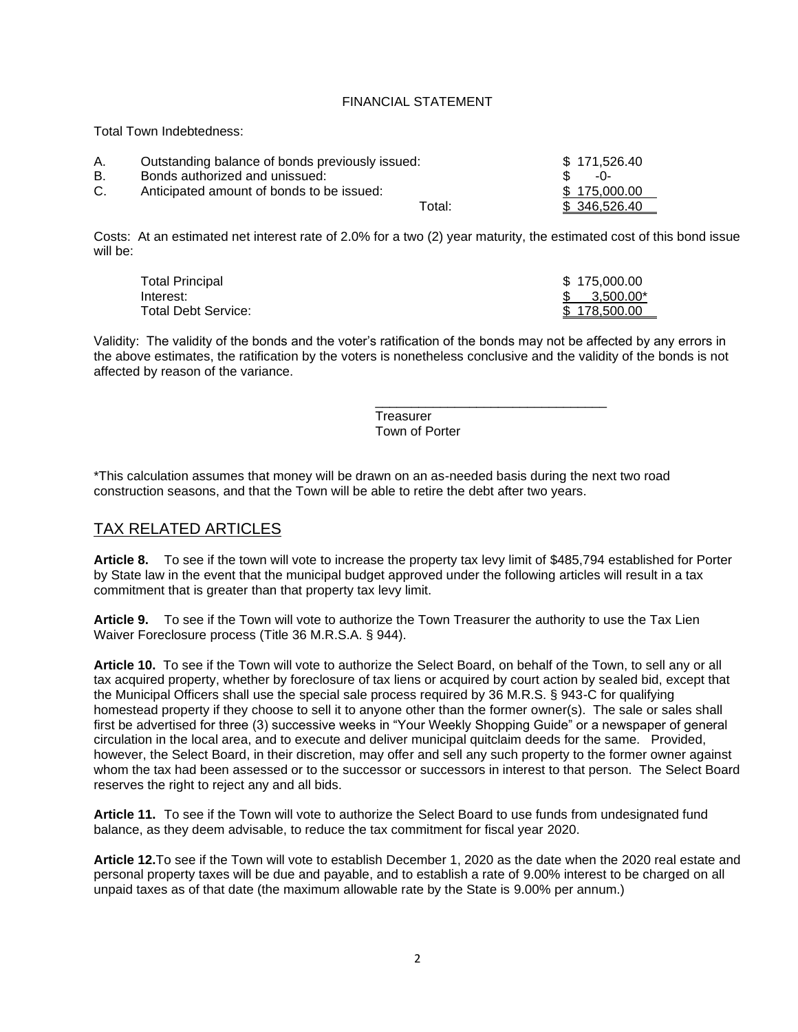FINANCIAL STATEMENT

Total Town Indebtedness:

| | | | |
|---|---|---|---|
| A. | Outstanding balance of bonds previously issued: | | $ 171,526.40 |
| B. | Bonds authorized and unissued: | | $ -0- |
| C. | Anticipated amount of bonds to be issued: | | $ 175,000.00 |
| | | Total: | $ 346,526.40 |

Costs: At an estimated net interest rate of 2.0% for a two (2) year maturity, the estimated cost of this bond issue will be:

| | |
|---|---|
| Total Principal | $ 175,000.00 |
| Interest: | $ 3,500.00* |
| Total Debt Service: | $ 178,500.00 |

Validity: The validity of the bonds and the voter's ratification of the bonds may not be affected by any errors in the above estimates, the ratification by the voters is nonetheless conclusive and the validity of the bonds is not affected by reason of the variance.

\_\_\_\_\_\_\_\_\_\_\_\_\_\_\_\_\_\_\_\_\_\_\_\_\_\_\_\_\_\_\_\_
Treasurer
Town of Porter

*This calculation assumes that money will be drawn on an as-needed basis during the next two road construction seasons, and that the Town will be able to retire the debt after two years.

## TAX RELATED ARTICLES

**Article 8.** To see if the town will vote to increase the property tax levy limit of $485,794 established for Porter by State law in the event that the municipal budget approved under the following articles will result in a tax commitment that is greater than that property tax levy limit.

**Article 9.** To see if the Town will vote to authorize the Town Treasurer the authority to use the Tax Lien Waiver Foreclosure process (Title 36 M.R.S.A. § 944).

**Article 10.** To see if the Town will vote to authorize the Select Board, on behalf of the Town, to sell any or all tax acquired property, whether by foreclosure of tax liens or acquired by court action by sealed bid, except that the Municipal Officers shall use the special sale process required by 36 M.R.S. § 943-C for qualifying homestead property if they choose to sell it to anyone other than the former owner(s). The sale or sales shall first be advertised for three (3) successive weeks in "Your Weekly Shopping Guide" or a newspaper of general circulation in the local area, and to execute and deliver municipal quitclaim deeds for the same. Provided, however, the Select Board, in their discretion, may offer and sell any such property to the former owner against whom the tax had been assessed or to the successor or successors in interest to that person. The Select Board reserves the right to reject any and all bids.

**Article 11.** To see if the Town will vote to authorize the Select Board to use funds from undesignated fund balance, as they deem advisable, to reduce the tax commitment for fiscal year 2020.

**Article 12.** To see if the Town will vote to establish December 1, 2020 as the date when the 2020 real estate and personal property taxes will be due and payable, and to establish a rate of 9.00% interest to be charged on all unpaid taxes as of that date (the maximum allowable rate by the State is 9.00% per annum.)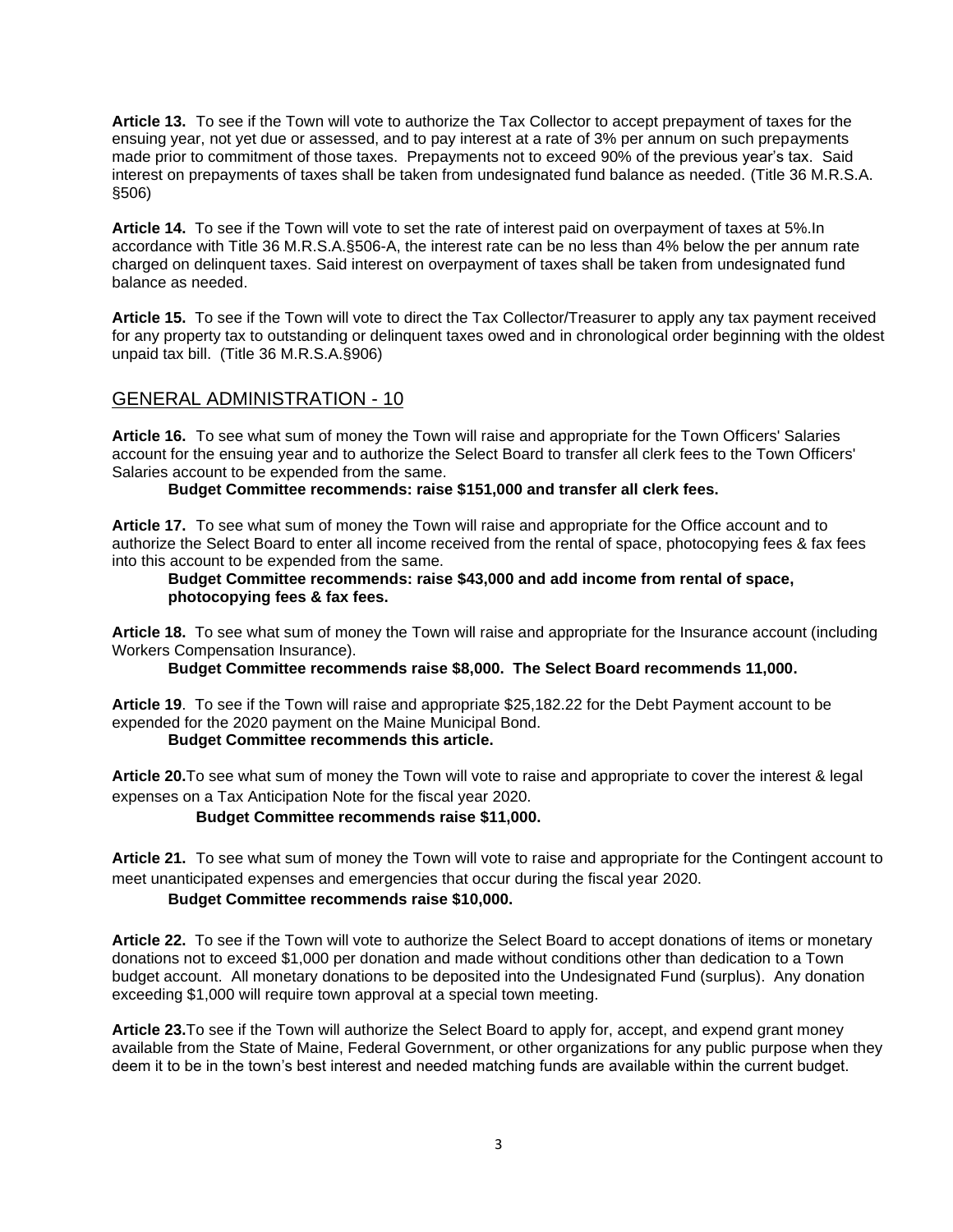**Article 13.** To see if the Town will vote to authorize the Tax Collector to accept prepayment of taxes for the ensuing year, not yet due or assessed, and to pay interest at a rate of 3% per annum on such prepayments made prior to commitment of those taxes. Prepayments not to exceed 90% of the previous year's tax. Said interest on prepayments of taxes shall be taken from undesignated fund balance as needed. (Title 36 M.R.S.A. §506)

**Article 14.** To see if the Town will vote to set the rate of interest paid on overpayment of taxes at 5%.In accordance with Title 36 M.R.S.A.§506-A, the interest rate can be no less than 4% below the per annum rate charged on delinquent taxes. Said interest on overpayment of taxes shall be taken from undesignated fund balance as needed.

**Article 15.** To see if the Town will vote to direct the Tax Collector/Treasurer to apply any tax payment received for any property tax to outstanding or delinquent taxes owed and in chronological order beginning with the oldest unpaid tax bill. (Title 36 M.R.S.A.§906)

## GENERAL ADMINISTRATION - 10

**Article 16.** To see what sum of money the Town will raise and appropriate for the Town Officers' Salaries account for the ensuing year and to authorize the Select Board to transfer all clerk fees to the Town Officers' Salaries account to be expended from the same.

**Budget Committee recommends: raise $151,000 and transfer all clerk fees.**

**Article 17.** To see what sum of money the Town will raise and appropriate for the Office account and to authorize the Select Board to enter all income received from the rental of space, photocopying fees & fax fees into this account to be expended from the same.

**Budget Committee recommends: raise $43,000 and add income from rental of space, photocopying fees & fax fees.**

**Article 18.** To see what sum of money the Town will raise and appropriate for the Insurance account (including Workers Compensation Insurance).

**Budget Committee recommends raise $8,000. The Select Board recommends 11,000.**

**Article 19**. To see if the Town will raise and appropriate $25,182.22 for the Debt Payment account to be expended for the 2020 payment on the Maine Municipal Bond.

**Budget Committee recommends this article.**

**Article 20.**To see what sum of money the Town will vote to raise and appropriate to cover the interest & legal expenses on a Tax Anticipation Note for the fiscal year 2020.

**Budget Committee recommends raise $11,000.**

**Article 21.** To see what sum of money the Town will vote to raise and appropriate for the Contingent account to meet unanticipated expenses and emergencies that occur during the fiscal year 2020.

**Budget Committee recommends raise $10,000.**

**Article 22.** To see if the Town will vote to authorize the Select Board to accept donations of items or monetary donations not to exceed $1,000 per donation and made without conditions other than dedication to a Town budget account. All monetary donations to be deposited into the Undesignated Fund (surplus). Any donation exceeding $1,000 will require town approval at a special town meeting.

**Article 23.**To see if the Town will authorize the Select Board to apply for, accept, and expend grant money available from the State of Maine, Federal Government, or other organizations for any public purpose when they deem it to be in the town's best interest and needed matching funds are available within the current budget.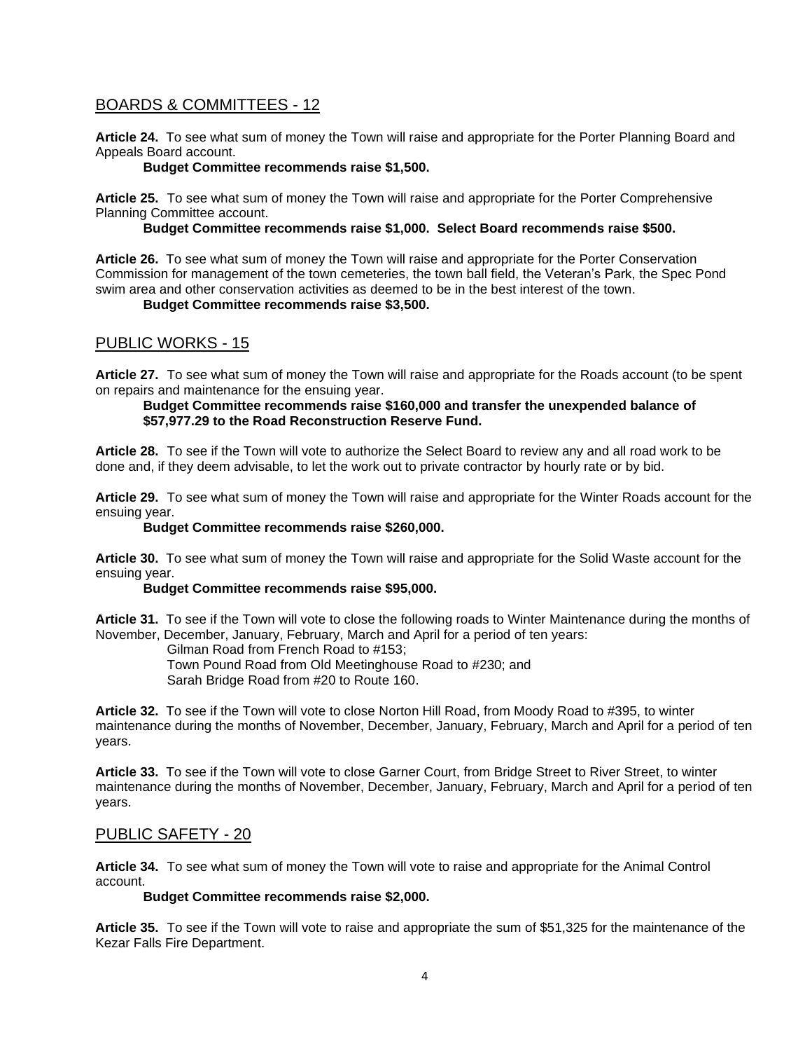## BOARDS & COMMITTEES - 12

**Article 24.** To see what sum of money the Town will raise and appropriate for the Porter Planning Board and Appeals Board account.

**Budget Committee recommends raise $1,500.**

**Article 25.** To see what sum of money the Town will raise and appropriate for the Porter Comprehensive Planning Committee account.

**Budget Committee recommends raise $1,000. Select Board recommends raise $500.**

**Article 26.** To see what sum of money the Town will raise and appropriate for the Porter Conservation Commission for management of the town cemeteries, the town ball field, the Veteran's Park, the Spec Pond swim area and other conservation activities as deemed to be in the best interest of the town.

**Budget Committee recommends raise $3,500.**

## PUBLIC WORKS - 15

**Article 27.** To see what sum of money the Town will raise and appropriate for the Roads account (to be spent on repairs and maintenance for the ensuing year.

**Budget Committee recommends raise $160,000 and transfer the unexpended balance of $57,977.29 to the Road Reconstruction Reserve Fund.**

**Article 28.** To see if the Town will vote to authorize the Select Board to review any and all road work to be done and, if they deem advisable, to let the work out to private contractor by hourly rate or by bid.

**Article 29.** To see what sum of money the Town will raise and appropriate for the Winter Roads account for the ensuing year.

**Budget Committee recommends raise $260,000.**

**Article 30.** To see what sum of money the Town will raise and appropriate for the Solid Waste account for the ensuing year.

**Budget Committee recommends raise $95,000.**

**Article 31.** To see if the Town will vote to close the following roads to Winter Maintenance during the months of November, December, January, February, March and April for a period of ten years:

Gilman Road from French Road to #153;
Town Pound Road from Old Meetinghouse Road to #230; and
Sarah Bridge Road from #20 to Route 160.

**Article 32.** To see if the Town will vote to close Norton Hill Road, from Moody Road to #395, to winter maintenance during the months of November, December, January, February, March and April for a period of ten years.

**Article 33.** To see if the Town will vote to close Garner Court, from Bridge Street to River Street, to winter maintenance during the months of November, December, January, February, March and April for a period of ten years.

## PUBLIC SAFETY - 20

**Article 34.** To see what sum of money the Town will vote to raise and appropriate for the Animal Control account.

**Budget Committee recommends raise $2,000.**

**Article 35.** To see if the Town will vote to raise and appropriate the sum of $51,325 for the maintenance of the Kezar Falls Fire Department.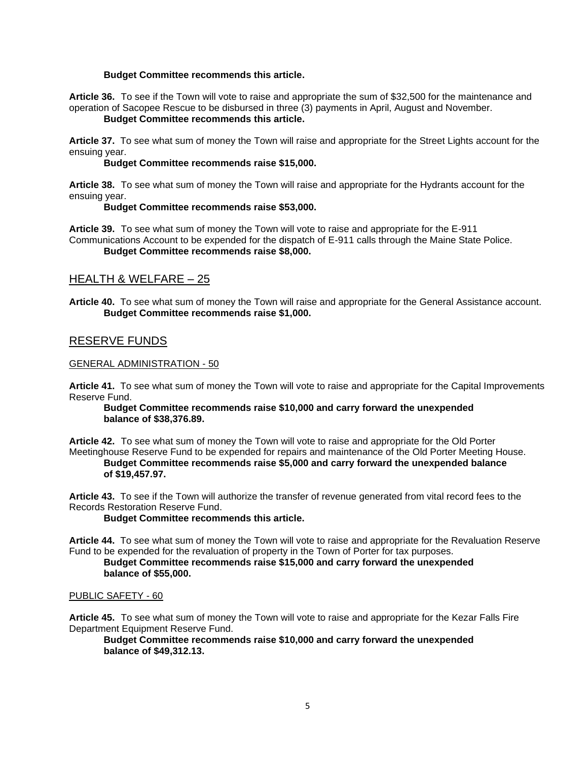**Budget Committee recommends this article.**

**Article 36.** To see if the Town will vote to raise and appropriate the sum of $32,500 for the maintenance and operation of Sacopee Rescue to be disbursed in three (3) payments in April, August and November.

**Budget Committee recommends this article.**

**Article 37.** To see what sum of money the Town will raise and appropriate for the Street Lights account for the ensuing year.

**Budget Committee recommends raise $15,000.**

**Article 38.** To see what sum of money the Town will raise and appropriate for the Hydrants account for the ensuing year.

**Budget Committee recommends raise $53,000.**

**Article 39.** To see what sum of money the Town will vote to raise and appropriate for the E-911 Communications Account to be expended for the dispatch of E-911 calls through the Maine State Police.

**Budget Committee recommends raise $8,000.**

## HEALTH & WELFARE – 25

**Article 40.** To see what sum of money the Town will raise and appropriate for the General Assistance account.

**Budget Committee recommends raise $1,000.**

## RESERVE FUNDS

### GENERAL ADMINISTRATION - 50

**Article 41.** To see what sum of money the Town will vote to raise and appropriate for the Capital Improvements Reserve Fund.

**Budget Committee recommends raise $10,000 and carry forward the unexpended balance of $38,376.89.**

**Article 42.** To see what sum of money the Town will vote to raise and appropriate for the Old Porter Meetinghouse Reserve Fund to be expended for repairs and maintenance of the Old Porter Meeting House.

**Budget Committee recommends raise $5,000 and carry forward the unexpended balance of $19,457.97.**

**Article 43.** To see if the Town will authorize the transfer of revenue generated from vital record fees to the Records Restoration Reserve Fund.

**Budget Committee recommends this article.**

**Article 44.** To see what sum of money the Town will vote to raise and appropriate for the Revaluation Reserve Fund to be expended for the revaluation of property in the Town of Porter for tax purposes.

**Budget Committee recommends raise $15,000 and carry forward the unexpended balance of $55,000.**

### PUBLIC SAFETY - 60

**Article 45.** To see what sum of money the Town will vote to raise and appropriate for the Kezar Falls Fire Department Equipment Reserve Fund.

**Budget Committee recommends raise $10,000 and carry forward the unexpended balance of $49,312.13.**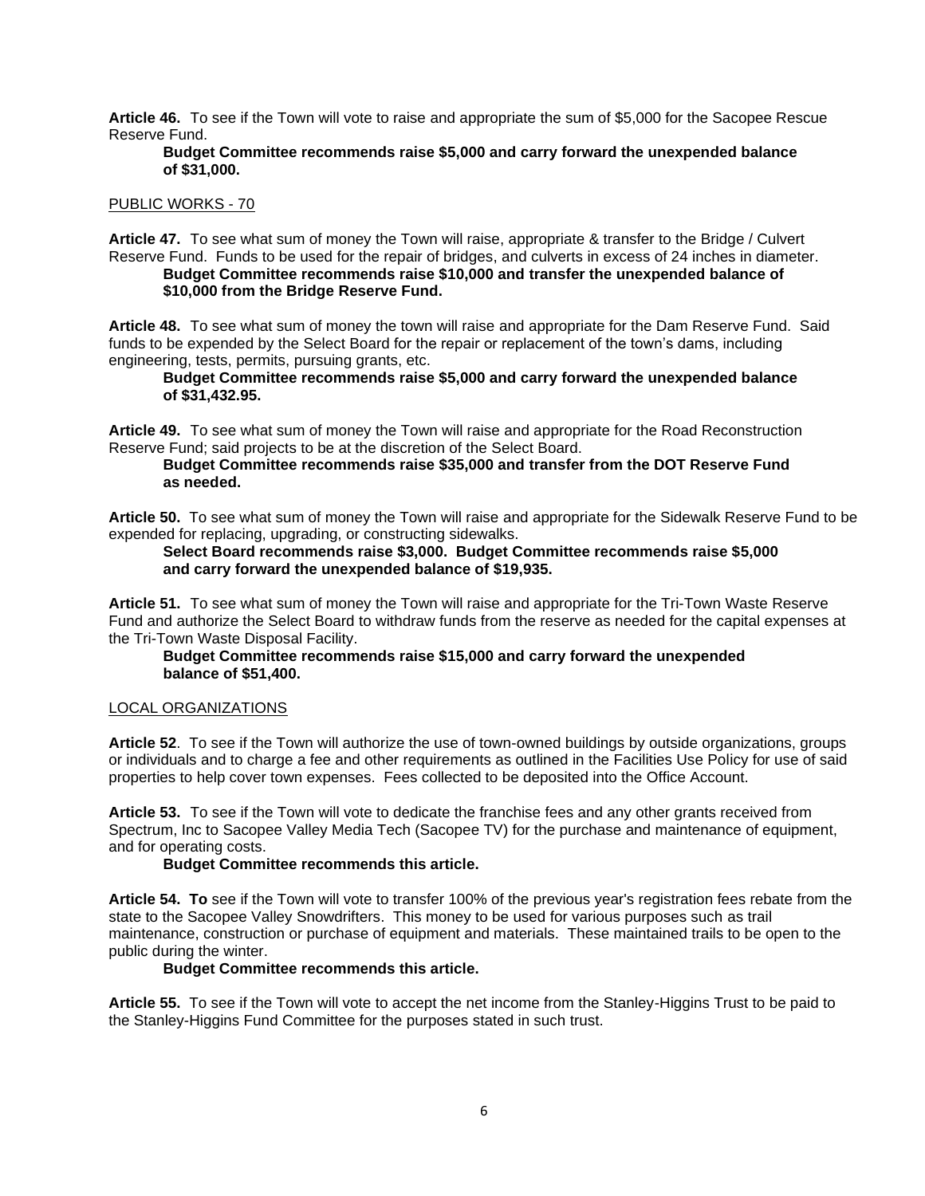**Article 46.** To see if the Town will vote to raise and appropriate the sum of $5,000 for the Sacopee Rescue Reserve Fund.

**Budget Committee recommends raise $5,000 and carry forward the unexpended balance of $31,000.**

PUBLIC WORKS - 70

**Article 47.** To see what sum of money the Town will raise, appropriate & transfer to the Bridge / Culvert Reserve Fund. Funds to be used for the repair of bridges, and culverts in excess of 24 inches in diameter.

**Budget Committee recommends raise $10,000 and transfer the unexpended balance of $10,000 from the Bridge Reserve Fund.**

**Article 48.** To see what sum of money the town will raise and appropriate for the Dam Reserve Fund. Said funds to be expended by the Select Board for the repair or replacement of the town's dams, including engineering, tests, permits, pursuing grants, etc.

**Budget Committee recommends raise $5,000 and carry forward the unexpended balance of $31,432.95.**

**Article 49.** To see what sum of money the Town will raise and appropriate for the Road Reconstruction Reserve Fund; said projects to be at the discretion of the Select Board.

**Budget Committee recommends raise $35,000 and transfer from the DOT Reserve Fund as needed.**

**Article 50.** To see what sum of money the Town will raise and appropriate for the Sidewalk Reserve Fund to be expended for replacing, upgrading, or constructing sidewalks.

**Select Board recommends raise $3,000. Budget Committee recommends raise $5,000 and carry forward the unexpended balance of $19,935.**

**Article 51.** To see what sum of money the Town will raise and appropriate for the Tri-Town Waste Reserve Fund and authorize the Select Board to withdraw funds from the reserve as needed for the capital expenses at the Tri-Town Waste Disposal Facility.

**Budget Committee recommends raise $15,000 and carry forward the unexpended balance of $51,400.**

LOCAL ORGANIZATIONS

**Article 52**. To see if the Town will authorize the use of town-owned buildings by outside organizations, groups or individuals and to charge a fee and other requirements as outlined in the Facilities Use Policy for use of said properties to help cover town expenses. Fees collected to be deposited into the Office Account.

**Article 53.** To see if the Town will vote to dedicate the franchise fees and any other grants received from Spectrum, Inc to Sacopee Valley Media Tech (Sacopee TV) for the purchase and maintenance of equipment, and for operating costs.

**Budget Committee recommends this article.**

**Article 54. To** see if the Town will vote to transfer 100% of the previous year's registration fees rebate from the state to the Sacopee Valley Snowdrifters. This money to be used for various purposes such as trail maintenance, construction or purchase of equipment and materials. These maintained trails to be open to the public during the winter.

**Budget Committee recommends this article.**

**Article 55.** To see if the Town will vote to accept the net income from the Stanley-Higgins Trust to be paid to the Stanley-Higgins Fund Committee for the purposes stated in such trust.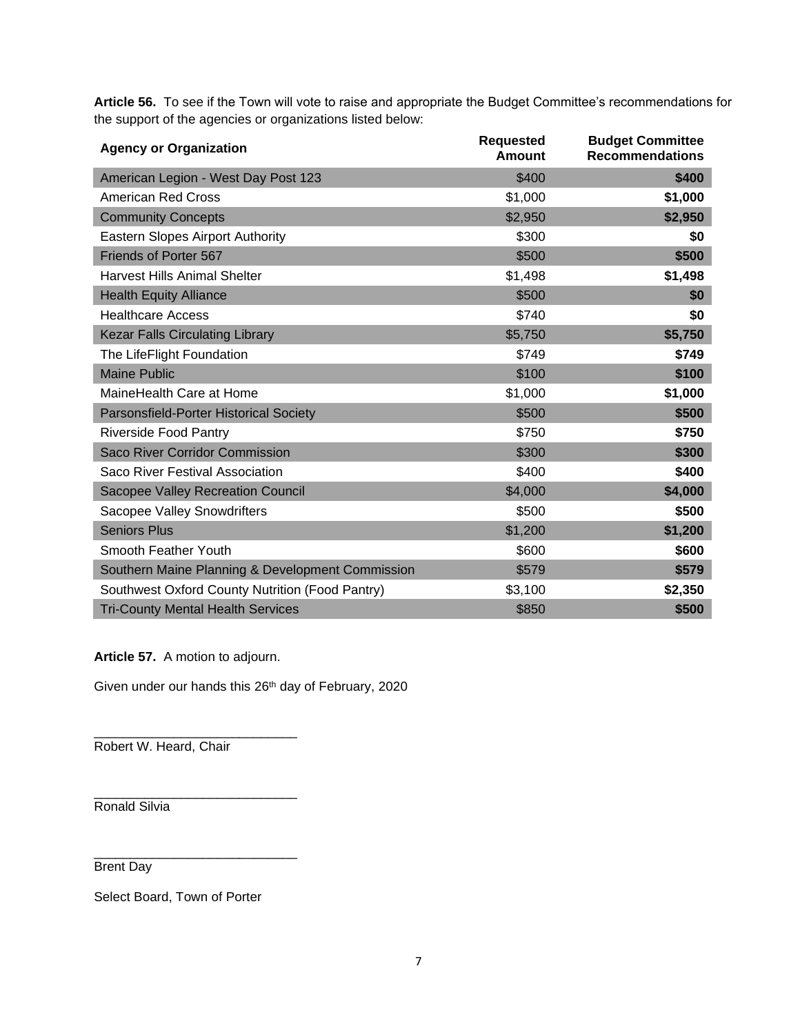**Article 56.** To see if the Town will vote to raise and appropriate the Budget Committee's recommendations for the support of the agencies or organizations listed below:

| Agency or Organization | Requested Amount | Budget Committee Recommendations |
|---|---|---|
| American Legion - West Day Post 123 | $400 | **$400** |
| American Red Cross | $1,000 | **$1,000** |
| Community Concepts | $2,950 | **$2,950** |
| Eastern Slopes Airport Authority | $300 | **$0** |
| Friends of Porter 567 | $500 | **$500** |
| Harvest Hills Animal Shelter | $1,498 | **$1,498** |
| Health Equity Alliance | $500 | **$0** |
| Healthcare Access | $740 | **$0** |
| Kezar Falls Circulating Library | $5,750 | **$5,750** |
| The LifeFlight Foundation | $749 | **$749** |
| Maine Public | $100 | **$100** |
| MaineHealth Care at Home | $1,000 | **$1,000** |
| Parsonsfield-Porter Historical Society | $500 | **$500** |
| Riverside Food Pantry | $750 | **$750** |
| Saco River Corridor Commission | $300 | **$300** |
| Saco River Festival Association | $400 | **$400** |
| Sacopee Valley Recreation Council | $4,000 | **$4,000** |
| Sacopee Valley Snowdrifters | $500 | **$500** |
| Seniors Plus | $1,200 | **$1,200** |
| Smooth Feather Youth | $600 | **$600** |
| Southern Maine Planning & Development Commission | $579 | **$579** |
| Southwest Oxford County Nutrition (Food Pantry) | $3,100 | **$2,350** |
| Tri-County Mental Health Services | $850 | **$500** |

**Article 57.** A motion to adjourn.

Given under our hands this 26th day of February, 2020

\_\_\_\_\_\_\_\_\_\_\_\_\_\_\_\_\_\_\_\_\_\_\_\_\_\_\_\_
Robert W. Heard, Chair

\_\_\_\_\_\_\_\_\_\_\_\_\_\_\_\_\_\_\_\_\_\_\_\_\_\_\_\_
Ronald Silvia

\_\_\_\_\_\_\_\_\_\_\_\_\_\_\_\_\_\_\_\_\_\_\_\_\_\_\_\_
Brent Day

Select Board, Town of Porter